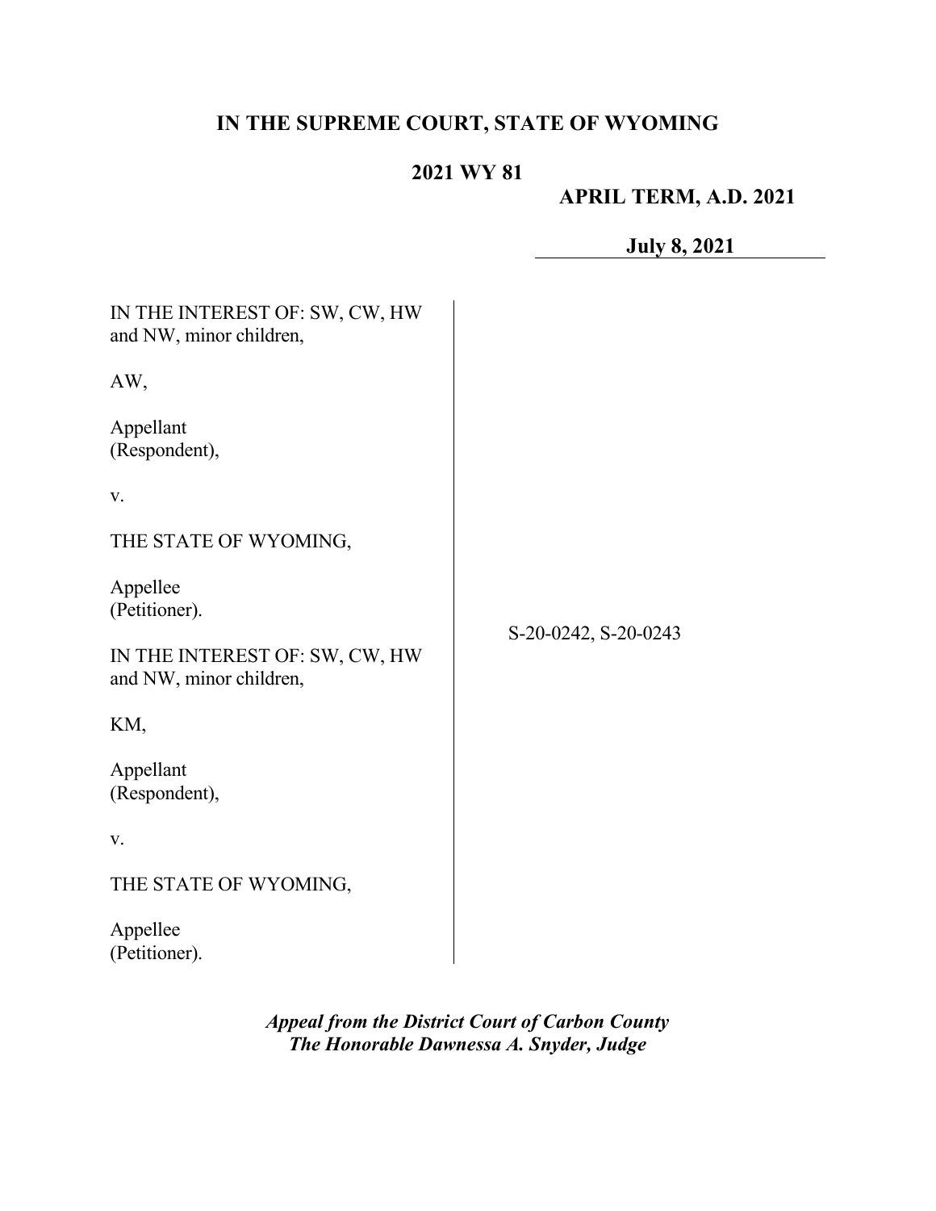**IN THE SUPREME COURT, STATE OF WYOMING**

**2021 WY 81**

**APRIL TERM, A.D. 2021**

**July 8, 2021**

IN THE INTEREST OF: SW, CW, HW and NW, minor children,

AW,

Appellant
(Respondent),

v.

THE STATE OF WYOMING,

Appellee
(Petitioner).

IN THE INTEREST OF: SW, CW, HW and NW, minor children,

KM,

Appellant
(Respondent),

v.

THE STATE OF WYOMING,

Appellee
(Petitioner).

S-20-0242, S-20-0243

***Appeal from the District Court of Carbon County***
***The Honorable Dawnessa A. Snyder, Judge***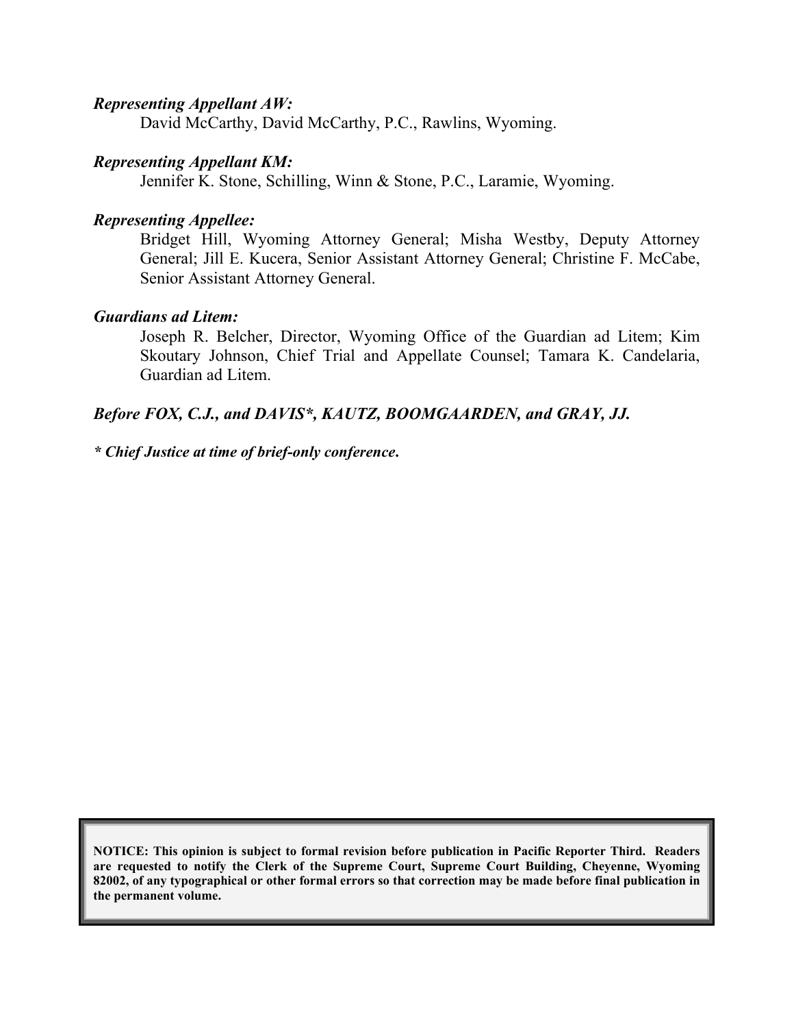***Representing Appellant AW:***
David McCarthy, David McCarthy, P.C., Rawlins, Wyoming.

***Representing Appellant KM:***
Jennifer K. Stone, Schilling, Winn & Stone, P.C., Laramie, Wyoming.

***Representing Appellee:***
Bridget Hill, Wyoming Attorney General; Misha Westby, Deputy Attorney General; Jill E. Kucera, Senior Assistant Attorney General; Christine F. McCabe, Senior Assistant Attorney General.

***Guardians ad Litem:***
Joseph R. Belcher, Director, Wyoming Office of the Guardian ad Litem; Kim Skoutary Johnson, Chief Trial and Appellate Counsel; Tamara K. Candelaria, Guardian ad Litem.

***Before FOX, C.J., and DAVIS*, KAUTZ, BOOMGAARDEN, and GRAY, JJ.***

***\* Chief Justice at time of brief-only conference.***

**NOTICE: This opinion is subject to formal revision before publication in Pacific Reporter Third. Readers are requested to notify the Clerk of the Supreme Court, Supreme Court Building, Cheyenne, Wyoming 82002, of any typographical or other formal errors so that correction may be made before final publication in the permanent volume.**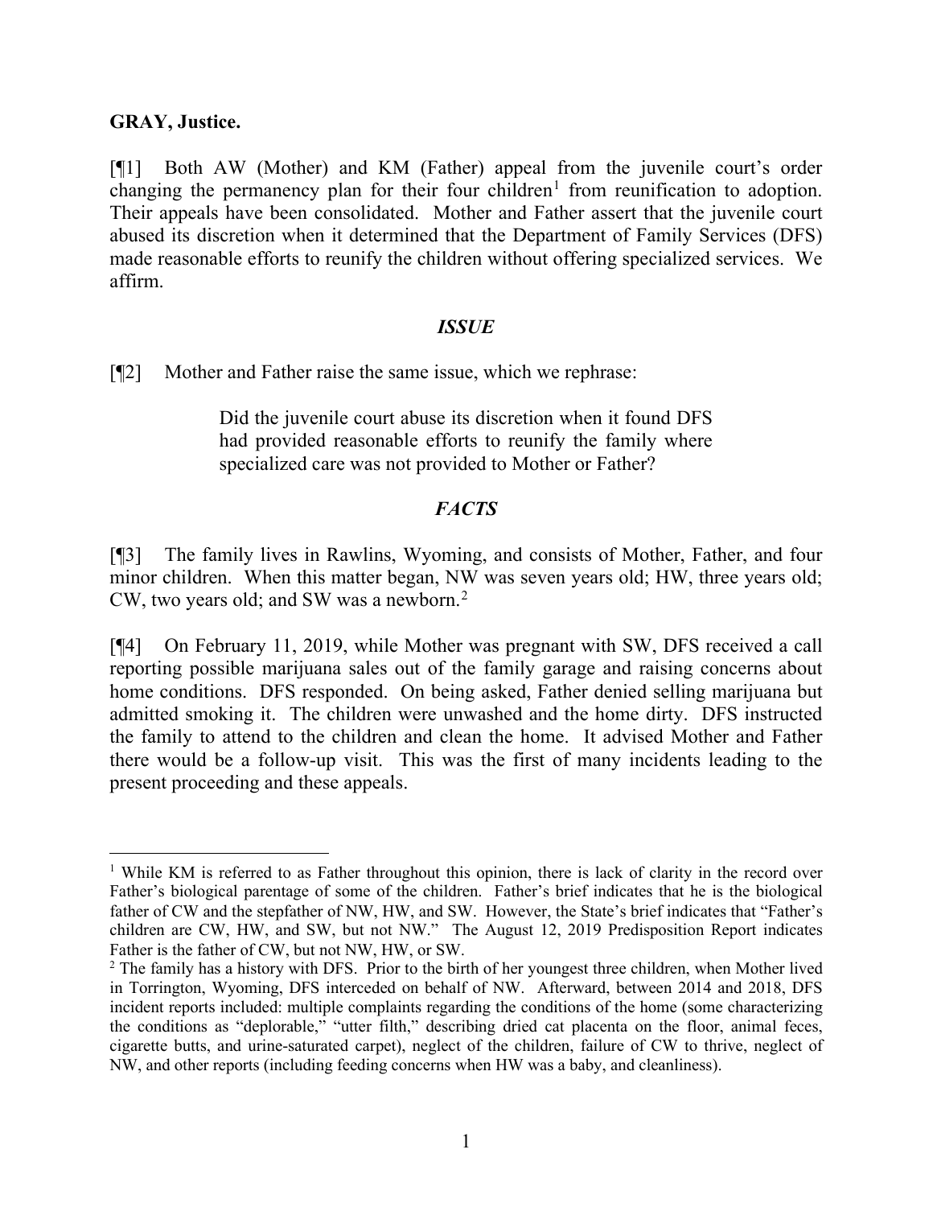**GRAY, Justice.**

[¶1] Both AW (Mother) and KM (Father) appeal from the juvenile court's order changing the permanency plan for their four children[1] from reunification to adoption. Their appeals have been consolidated. Mother and Father assert that the juvenile court abused its discretion when it determined that the Department of Family Services (DFS) made reasonable efforts to reunify the children without offering specialized services. We affirm.

### *ISSUE*

[¶2] Mother and Father raise the same issue, which we rephrase:

> Did the juvenile court abuse its discretion when it found DFS had provided reasonable efforts to reunify the family where specialized care was not provided to Mother or Father?

### *FACTS*

[¶3] The family lives in Rawlins, Wyoming, and consists of Mother, Father, and four minor children. When this matter began, NW was seven years old; HW, three years old; CW, two years old; and SW was a newborn.[2]

[¶4] On February 11, 2019, while Mother was pregnant with SW, DFS received a call reporting possible marijuana sales out of the family garage and raising concerns about home conditions. DFS responded. On being asked, Father denied selling marijuana but admitted smoking it. The children were unwashed and the home dirty. DFS instructed the family to attend to the children and clean the home. It advised Mother and Father there would be a follow-up visit. This was the first of many incidents leading to the present proceeding and these appeals.

---

[1] While KM is referred to as Father throughout this opinion, there is lack of clarity in the record over Father's biological parentage of some of the children. Father's brief indicates that he is the biological father of CW and the stepfather of NW, HW, and SW. However, the State's brief indicates that "Father's children are CW, HW, and SW, but not NW." The August 12, 2019 Predisposition Report indicates Father is the father of CW, but not NW, HW, or SW.

[2] The family has a history with DFS. Prior to the birth of her youngest three children, when Mother lived in Torrington, Wyoming, DFS interceded on behalf of NW. Afterward, between 2014 and 2018, DFS incident reports included: multiple complaints regarding the conditions of the home (some characterizing the conditions as "deplorable," "utter filth," describing dried cat placenta on the floor, animal feces, cigarette butts, and urine-saturated carpet), neglect of the children, failure of CW to thrive, neglect of NW, and other reports (including feeding concerns when HW was a baby, and cleanliness).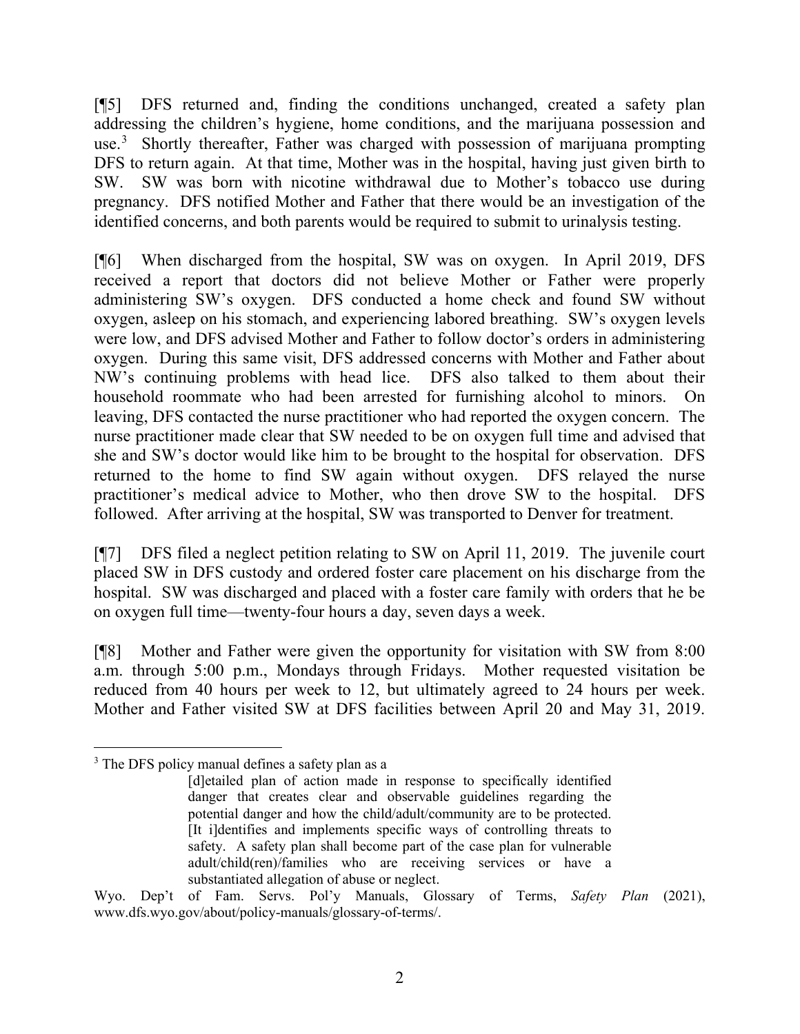[¶5] DFS returned and, finding the conditions unchanged, created a safety plan addressing the children's hygiene, home conditions, and the marijuana possession and use.[3] Shortly thereafter, Father was charged with possession of marijuana prompting DFS to return again. At that time, Mother was in the hospital, having just given birth to SW. SW was born with nicotine withdrawal due to Mother's tobacco use during pregnancy. DFS notified Mother and Father that there would be an investigation of the identified concerns, and both parents would be required to submit to urinalysis testing.

[¶6] When discharged from the hospital, SW was on oxygen. In April 2019, DFS received a report that doctors did not believe Mother or Father were properly administering SW's oxygen. DFS conducted a home check and found SW without oxygen, asleep on his stomach, and experiencing labored breathing. SW's oxygen levels were low, and DFS advised Mother and Father to follow doctor's orders in administering oxygen. During this same visit, DFS addressed concerns with Mother and Father about NW's continuing problems with head lice. DFS also talked to them about their household roommate who had been arrested for furnishing alcohol to minors. On leaving, DFS contacted the nurse practitioner who had reported the oxygen concern. The nurse practitioner made clear that SW needed to be on oxygen full time and advised that she and SW's doctor would like him to be brought to the hospital for observation. DFS returned to the home to find SW again without oxygen. DFS relayed the nurse practitioner's medical advice to Mother, who then drove SW to the hospital. DFS followed. After arriving at the hospital, SW was transported to Denver for treatment.

[¶7] DFS filed a neglect petition relating to SW on April 11, 2019. The juvenile court placed SW in DFS custody and ordered foster care placement on his discharge from the hospital. SW was discharged and placed with a foster care family with orders that he be on oxygen full time—twenty-four hours a day, seven days a week.

[¶8] Mother and Father were given the opportunity for visitation with SW from 8:00 a.m. through 5:00 p.m., Mondays through Fridays. Mother requested visitation be reduced from 40 hours per week to 12, but ultimately agreed to 24 hours per week. Mother and Father visited SW at DFS facilities between April 20 and May 31, 2019.

---

[3] The DFS policy manual defines a safety plan as a

> [d]etailed plan of action made in response to specifically identified danger that creates clear and observable guidelines regarding the potential danger and how the child/adult/community are to be protected. [It i]dentifies and implements specific ways of controlling threats to safety. A safety plan shall become part of the case plan for vulnerable adult/child(ren)/families who are receiving services or have a substantiated allegation of abuse or neglect.

Wyo. Dep't of Fam. Servs. Pol'y Manuals, Glossary of Terms, *Safety Plan* (2021), www.dfs.wyo.gov/about/policy-manuals/glossary-of-terms/.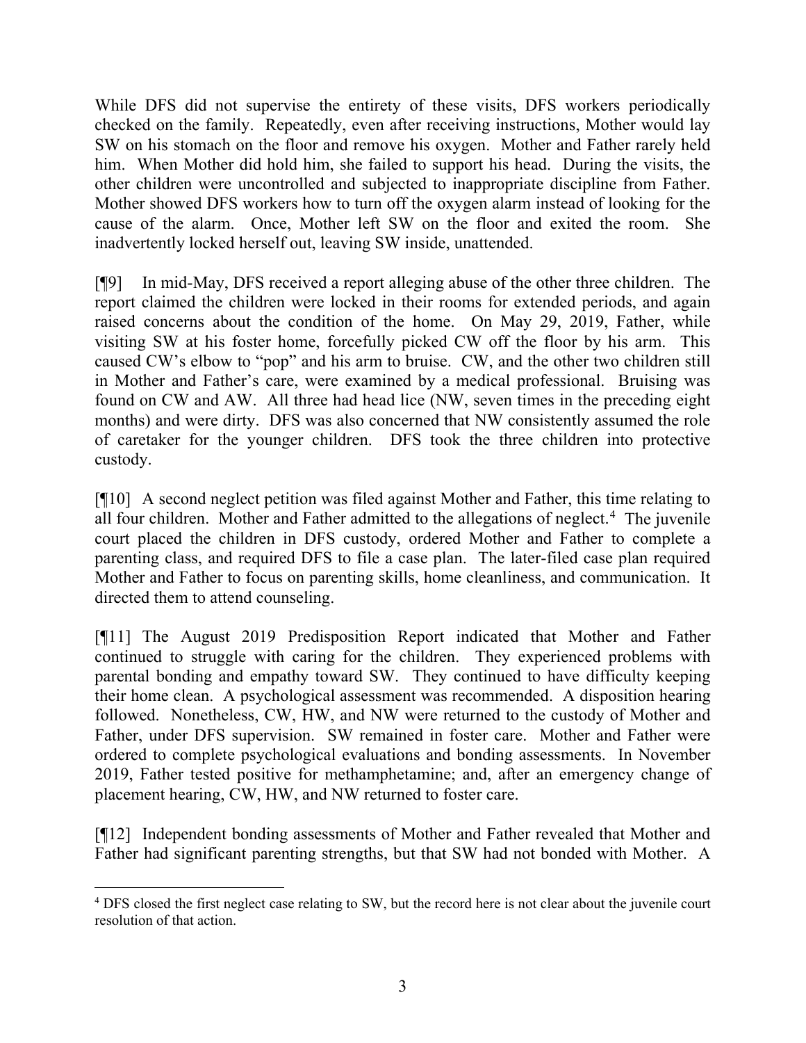While DFS did not supervise the entirety of these visits, DFS workers periodically checked on the family. Repeatedly, even after receiving instructions, Mother would lay SW on his stomach on the floor and remove his oxygen. Mother and Father rarely held him. When Mother did hold him, she failed to support his head. During the visits, the other children were uncontrolled and subjected to inappropriate discipline from Father. Mother showed DFS workers how to turn off the oxygen alarm instead of looking for the cause of the alarm. Once, Mother left SW on the floor and exited the room. She inadvertently locked herself out, leaving SW inside, unattended.

[¶9] In mid-May, DFS received a report alleging abuse of the other three children. The report claimed the children were locked in their rooms for extended periods, and again raised concerns about the condition of the home. On May 29, 2019, Father, while visiting SW at his foster home, forcefully picked CW off the floor by his arm. This caused CW's elbow to "pop" and his arm to bruise. CW, and the other two children still in Mother and Father's care, were examined by a medical professional. Bruising was found on CW and AW. All three had head lice (NW, seven times in the preceding eight months) and were dirty. DFS was also concerned that NW consistently assumed the role of caretaker for the younger children. DFS took the three children into protective custody.

[¶10] A second neglect petition was filed against Mother and Father, this time relating to all four children. Mother and Father admitted to the allegations of neglect.[4] The juvenile court placed the children in DFS custody, ordered Mother and Father to complete a parenting class, and required DFS to file a case plan. The later-filed case plan required Mother and Father to focus on parenting skills, home cleanliness, and communication. It directed them to attend counseling.

[¶11] The August 2019 Predisposition Report indicated that Mother and Father continued to struggle with caring for the children. They experienced problems with parental bonding and empathy toward SW. They continued to have difficulty keeping their home clean. A psychological assessment was recommended. A disposition hearing followed. Nonetheless, CW, HW, and NW were returned to the custody of Mother and Father, under DFS supervision. SW remained in foster care. Mother and Father were ordered to complete psychological evaluations and bonding assessments. In November 2019, Father tested positive for methamphetamine; and, after an emergency change of placement hearing, CW, HW, and NW returned to foster care.

[¶12] Independent bonding assessments of Mother and Father revealed that Mother and Father had significant parenting strengths, but that SW had not bonded with Mother. A

---

[4] DFS closed the first neglect case relating to SW, but the record here is not clear about the juvenile court resolution of that action.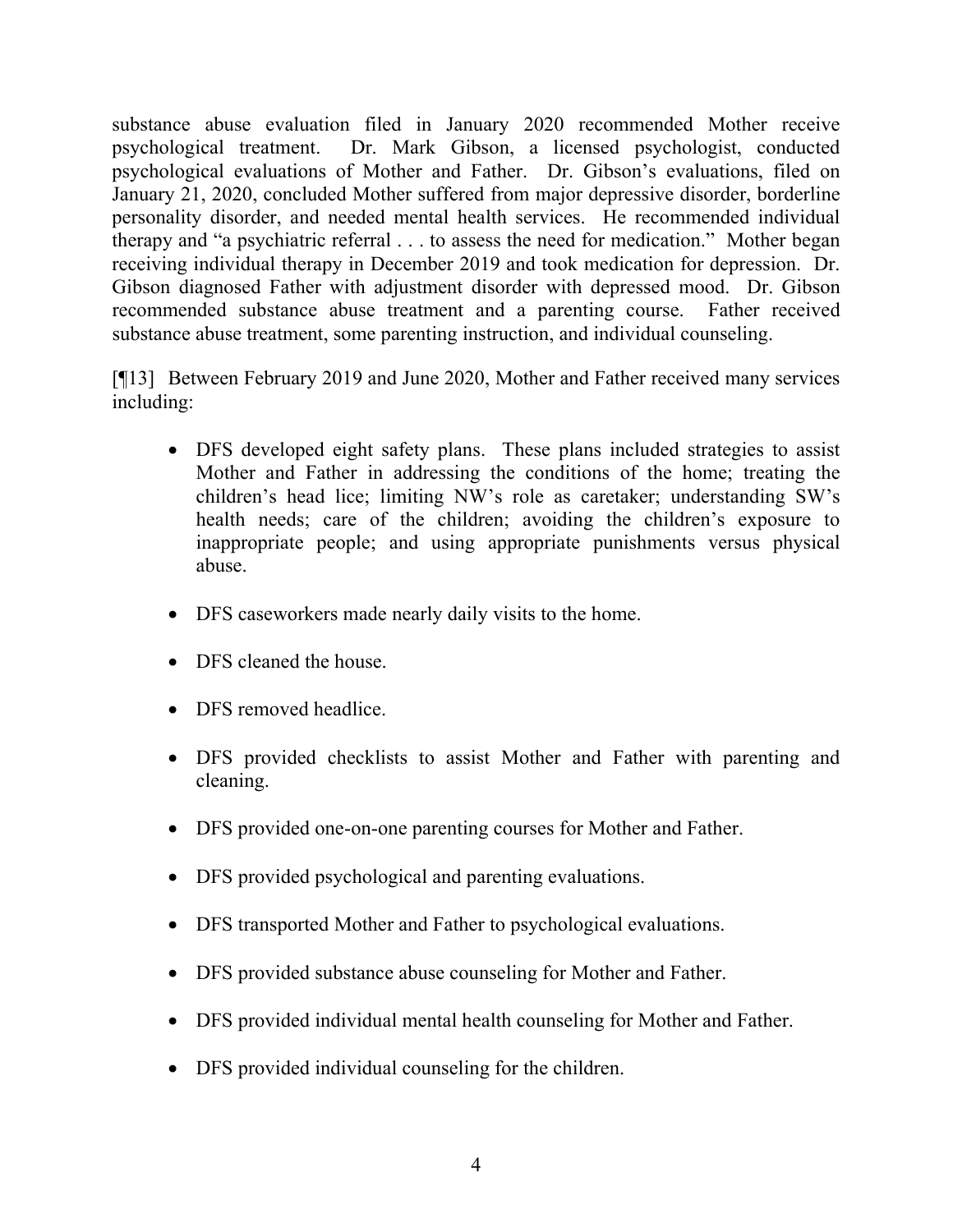substance abuse evaluation filed in January 2020 recommended Mother receive psychological treatment. Dr. Mark Gibson, a licensed psychologist, conducted psychological evaluations of Mother and Father. Dr. Gibson's evaluations, filed on January 21, 2020, concluded Mother suffered from major depressive disorder, borderline personality disorder, and needed mental health services. He recommended individual therapy and "a psychiatric referral . . . to assess the need for medication." Mother began receiving individual therapy in December 2019 and took medication for depression. Dr. Gibson diagnosed Father with adjustment disorder with depressed mood. Dr. Gibson recommended substance abuse treatment and a parenting course. Father received substance abuse treatment, some parenting instruction, and individual counseling.

[¶13] Between February 2019 and June 2020, Mother and Father received many services including:

- DFS developed eight safety plans. These plans included strategies to assist Mother and Father in addressing the conditions of the home; treating the children's head lice; limiting NW's role as caretaker; understanding SW's health needs; care of the children; avoiding the children's exposure to inappropriate people; and using appropriate punishments versus physical abuse.

- DFS caseworkers made nearly daily visits to the home.

- DFS cleaned the house.

- DFS removed headlice.

- DFS provided checklists to assist Mother and Father with parenting and cleaning.

- DFS provided one-on-one parenting courses for Mother and Father.

- DFS provided psychological and parenting evaluations.

- DFS transported Mother and Father to psychological evaluations.

- DFS provided substance abuse counseling for Mother and Father.

- DFS provided individual mental health counseling for Mother and Father.

- DFS provided individual counseling for the children.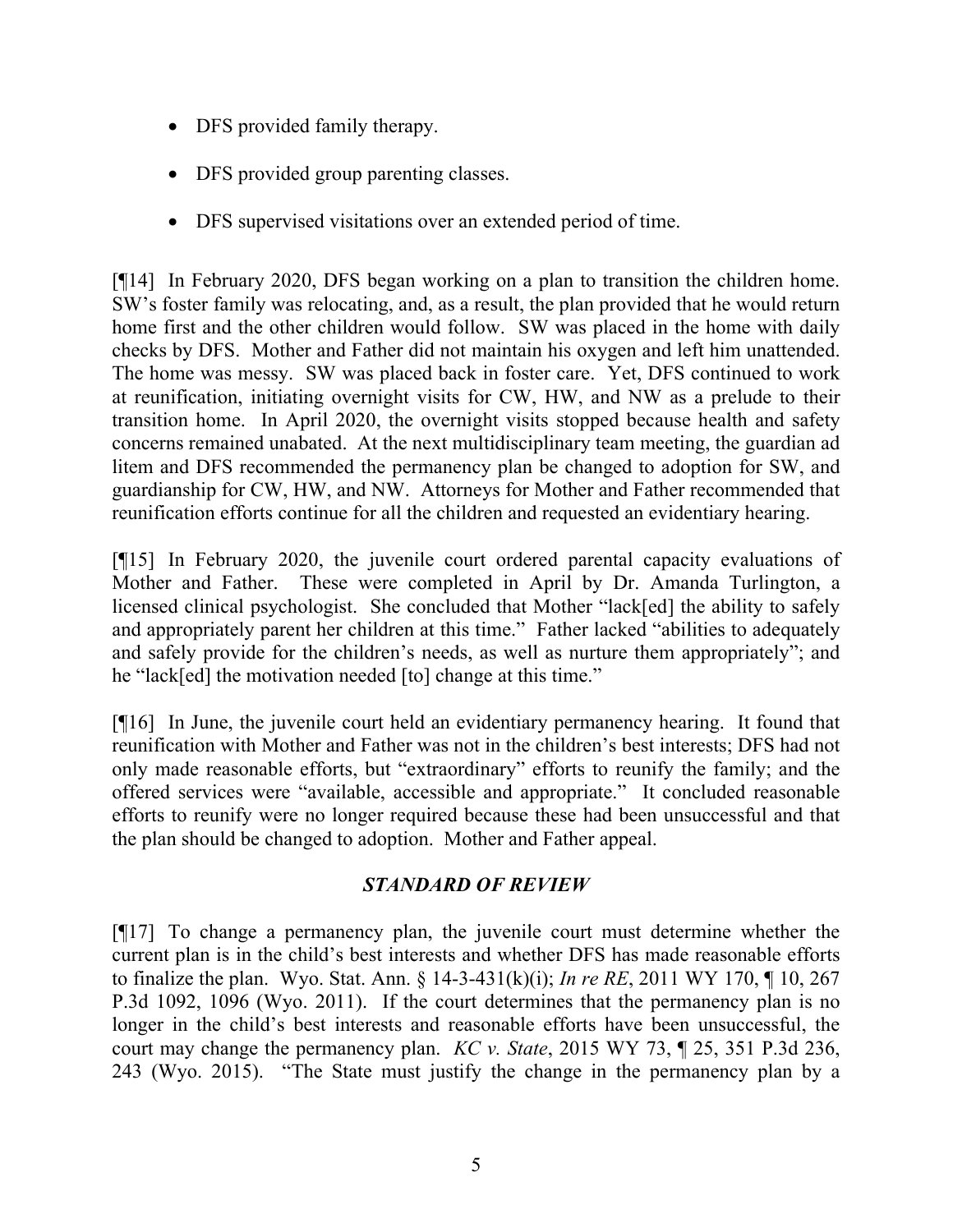- DFS provided family therapy.
- DFS provided group parenting classes.
- DFS supervised visitations over an extended period of time.

[¶14] In February 2020, DFS began working on a plan to transition the children home. SW's foster family was relocating, and, as a result, the plan provided that he would return home first and the other children would follow. SW was placed in the home with daily checks by DFS. Mother and Father did not maintain his oxygen and left him unattended. The home was messy. SW was placed back in foster care. Yet, DFS continued to work at reunification, initiating overnight visits for CW, HW, and NW as a prelude to their transition home. In April 2020, the overnight visits stopped because health and safety concerns remained unabated. At the next multidisciplinary team meeting, the guardian ad litem and DFS recommended the permanency plan be changed to adoption for SW, and guardianship for CW, HW, and NW. Attorneys for Mother and Father recommended that reunification efforts continue for all the children and requested an evidentiary hearing.

[¶15] In February 2020, the juvenile court ordered parental capacity evaluations of Mother and Father. These were completed in April by Dr. Amanda Turlington, a licensed clinical psychologist. She concluded that Mother "lack[ed] the ability to safely and appropriately parent her children at this time." Father lacked "abilities to adequately and safely provide for the children's needs, as well as nurture them appropriately"; and he "lack[ed] the motivation needed [to] change at this time."

[¶16] In June, the juvenile court held an evidentiary permanency hearing. It found that reunification with Mother and Father was not in the children's best interests; DFS had not only made reasonable efforts, but "extraordinary" efforts to reunify the family; and the offered services were "available, accessible and appropriate." It concluded reasonable efforts to reunify were no longer required because these had been unsuccessful and that the plan should be changed to adoption. Mother and Father appeal.

### *STANDARD OF REVIEW*

[¶17] To change a permanency plan, the juvenile court must determine whether the current plan is in the child's best interests and whether DFS has made reasonable efforts to finalize the plan. Wyo. Stat. Ann. § 14-3-431(k)(i); *In re RE*, 2011 WY 170, ¶ 10, 267 P.3d 1092, 1096 (Wyo. 2011). If the court determines that the permanency plan is no longer in the child's best interests and reasonable efforts have been unsuccessful, the court may change the permanency plan. *KC v. State*, 2015 WY 73, ¶ 25, 351 P.3d 236, 243 (Wyo. 2015). "The State must justify the change in the permanency plan by a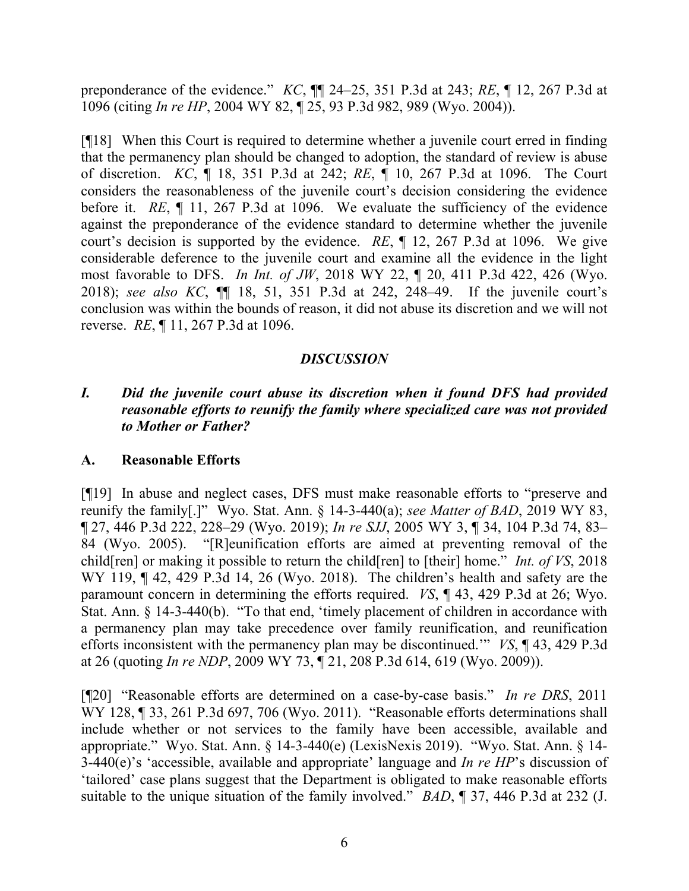preponderance of the evidence." *KC*, ¶¶ 24–25, 351 P.3d at 243; *RE*, ¶ 12, 267 P.3d at 1096 (citing *In re HP*, 2004 WY 82, ¶ 25, 93 P.3d 982, 989 (Wyo. 2004)).

[¶18] When this Court is required to determine whether a juvenile court erred in finding that the permanency plan should be changed to adoption, the standard of review is abuse of discretion. *KC*, ¶ 18, 351 P.3d at 242; *RE*, ¶ 10, 267 P.3d at 1096. The Court considers the reasonableness of the juvenile court's decision considering the evidence before it. *RE*, ¶ 11, 267 P.3d at 1096. We evaluate the sufficiency of the evidence against the preponderance of the evidence standard to determine whether the juvenile court's decision is supported by the evidence. *RE*, ¶ 12, 267 P.3d at 1096. We give considerable deference to the juvenile court and examine all the evidence in the light most favorable to DFS. *In Int. of JW*, 2018 WY 22, ¶ 20, 411 P.3d 422, 426 (Wyo. 2018); *see also KC*, ¶¶ 18, 51, 351 P.3d at 242, 248–49. If the juvenile court's conclusion was within the bounds of reason, it did not abuse its discretion and we will not reverse. *RE*, ¶ 11, 267 P.3d at 1096.

## *DISCUSSION*

### *I. Did the juvenile court abuse its discretion when it found DFS had provided reasonable efforts to reunify the family where specialized care was not provided to Mother or Father?*

### A. Reasonable Efforts

[¶19] In abuse and neglect cases, DFS must make reasonable efforts to "preserve and reunify the family[.]" Wyo. Stat. Ann. § 14-3-440(a); *see Matter of BAD*, 2019 WY 83, ¶ 27, 446 P.3d 222, 228–29 (Wyo. 2019); *In re SJJ*, 2005 WY 3, ¶ 34, 104 P.3d 74, 83–84 (Wyo. 2005). "[R]eunification efforts are aimed at preventing removal of the child[ren] or making it possible to return the child[ren] to [their] home." *Int. of VS*, 2018 WY 119, ¶ 42, 429 P.3d 14, 26 (Wyo. 2018). The children's health and safety are the paramount concern in determining the efforts required. *VS*, ¶ 43, 429 P.3d at 26; Wyo. Stat. Ann. § 14-3-440(b). "To that end, 'timely placement of children in accordance with a permanency plan may take precedence over family reunification, and reunification efforts inconsistent with the permanency plan may be discontinued.'" *VS*, ¶ 43, 429 P.3d at 26 (quoting *In re NDP*, 2009 WY 73, ¶ 21, 208 P.3d 614, 619 (Wyo. 2009)).

[¶20] "Reasonable efforts are determined on a case-by-case basis." *In re DRS*, 2011 WY 128, ¶ 33, 261 P.3d 697, 706 (Wyo. 2011). "Reasonable efforts determinations shall include whether or not services to the family have been accessible, available and appropriate." Wyo. Stat. Ann. § 14-3-440(e) (LexisNexis 2019). "Wyo. Stat. Ann. § 14-3-440(e)'s 'accessible, available and appropriate' language and *In re HP*'s discussion of 'tailored' case plans suggest that the Department is obligated to make reasonable efforts suitable to the unique situation of the family involved." *BAD*, ¶ 37, 446 P.3d at 232 (J.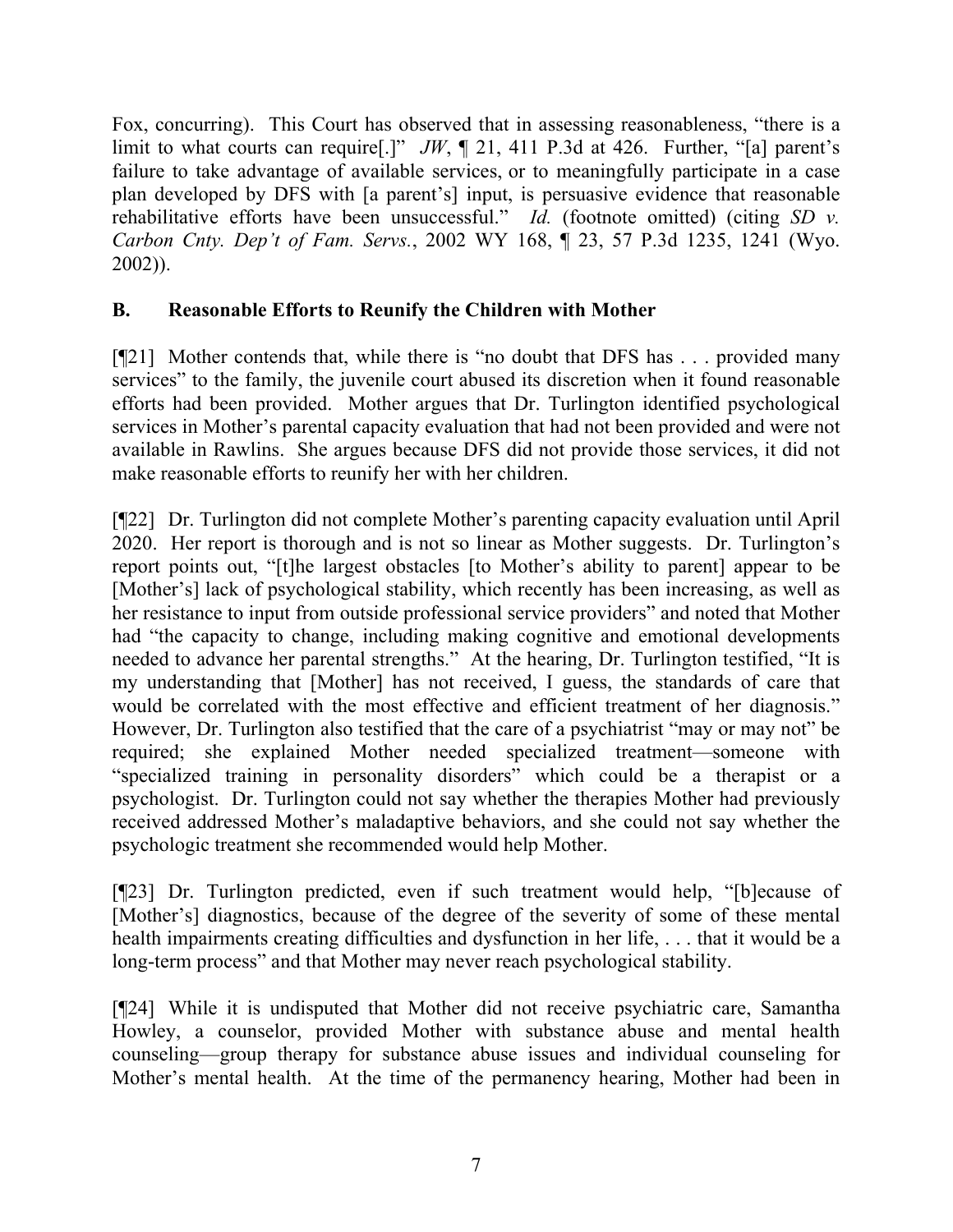Fox, concurring). This Court has observed that in assessing reasonableness, "there is a limit to what courts can require[.]" *JW*, ¶ 21, 411 P.3d at 426. Further, "[a] parent's failure to take advantage of available services, or to meaningfully participate in a case plan developed by DFS with [a parent's] input, is persuasive evidence that reasonable rehabilitative efforts have been unsuccessful." *Id.* (footnote omitted) (citing *SD v. Carbon Cnty. Dep't of Fam. Servs.*, 2002 WY 168, ¶ 23, 57 P.3d 1235, 1241 (Wyo. 2002)).

## B. Reasonable Efforts to Reunify the Children with Mother

[¶21] Mother contends that, while there is "no doubt that DFS has . . . provided many services" to the family, the juvenile court abused its discretion when it found reasonable efforts had been provided. Mother argues that Dr. Turlington identified psychological services in Mother's parental capacity evaluation that had not been provided and were not available in Rawlins. She argues because DFS did not provide those services, it did not make reasonable efforts to reunify her with her children.

[¶22] Dr. Turlington did not complete Mother's parenting capacity evaluation until April 2020. Her report is thorough and is not so linear as Mother suggests. Dr. Turlington's report points out, "[t]he largest obstacles [to Mother's ability to parent] appear to be [Mother's] lack of psychological stability, which recently has been increasing, as well as her resistance to input from outside professional service providers" and noted that Mother had "the capacity to change, including making cognitive and emotional developments needed to advance her parental strengths." At the hearing, Dr. Turlington testified, "It is my understanding that [Mother] has not received, I guess, the standards of care that would be correlated with the most effective and efficient treatment of her diagnosis." However, Dr. Turlington also testified that the care of a psychiatrist "may or may not" be required; she explained Mother needed specialized treatment—someone with "specialized training in personality disorders" which could be a therapist or a psychologist. Dr. Turlington could not say whether the therapies Mother had previously received addressed Mother's maladaptive behaviors, and she could not say whether the psychologic treatment she recommended would help Mother.

[¶23] Dr. Turlington predicted, even if such treatment would help, "[b]ecause of [Mother's] diagnostics, because of the degree of the severity of some of these mental health impairments creating difficulties and dysfunction in her life, . . . that it would be a long-term process" and that Mother may never reach psychological stability.

[¶24] While it is undisputed that Mother did not receive psychiatric care, Samantha Howley, a counselor, provided Mother with substance abuse and mental health counseling—group therapy for substance abuse issues and individual counseling for Mother's mental health. At the time of the permanency hearing, Mother had been in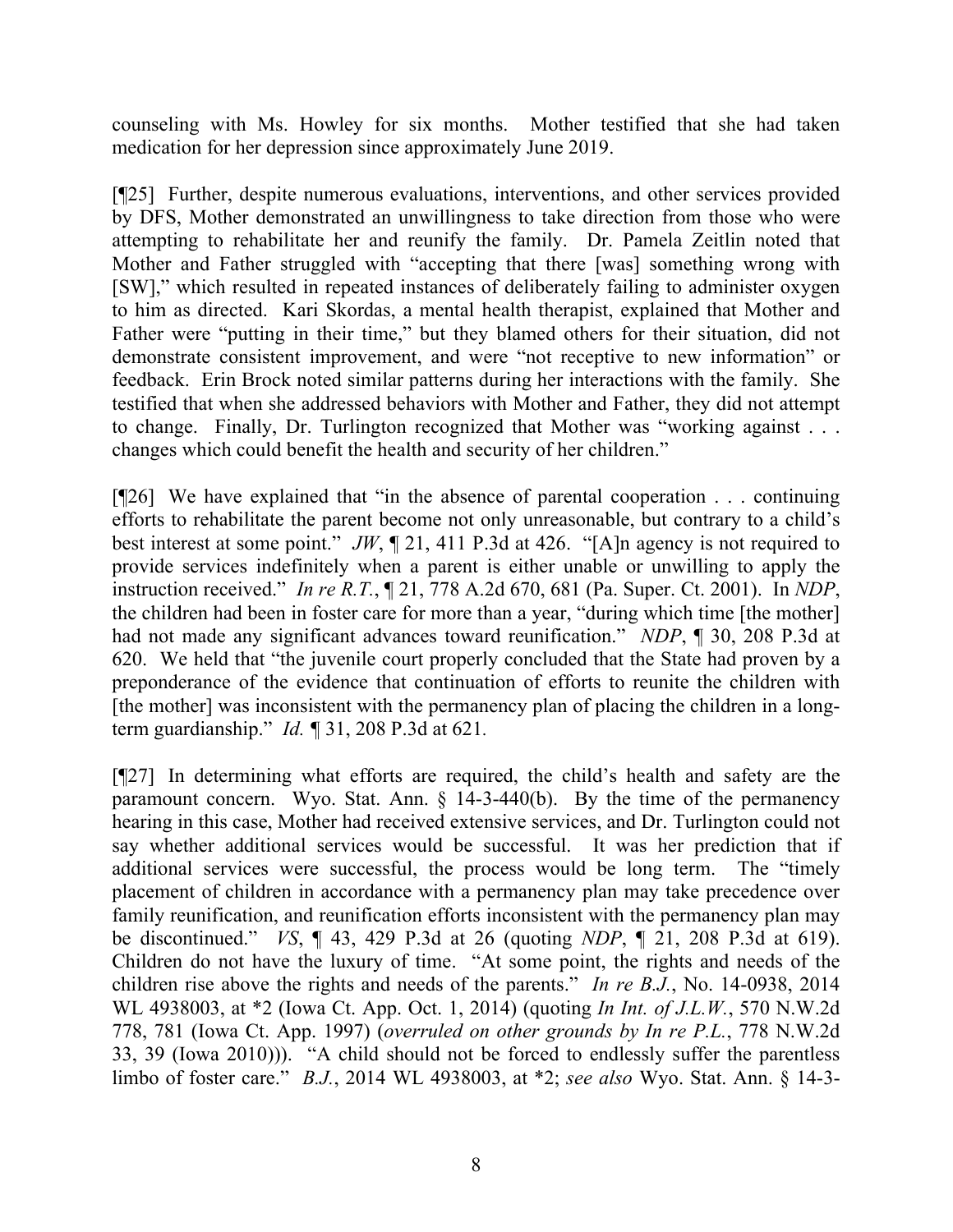counseling with Ms. Howley for six months. Mother testified that she had taken medication for her depression since approximately June 2019.

[¶25] Further, despite numerous evaluations, interventions, and other services provided by DFS, Mother demonstrated an unwillingness to take direction from those who were attempting to rehabilitate her and reunify the family. Dr. Pamela Zeitlin noted that Mother and Father struggled with "accepting that there [was] something wrong with [SW]," which resulted in repeated instances of deliberately failing to administer oxygen to him as directed. Kari Skordas, a mental health therapist, explained that Mother and Father were "putting in their time," but they blamed others for their situation, did not demonstrate consistent improvement, and were "not receptive to new information" or feedback. Erin Brock noted similar patterns during her interactions with the family. She testified that when she addressed behaviors with Mother and Father, they did not attempt to change. Finally, Dr. Turlington recognized that Mother was "working against . . . changes which could benefit the health and security of her children."

[¶26] We have explained that "in the absence of parental cooperation . . . continuing efforts to rehabilitate the parent become not only unreasonable, but contrary to a child's best interest at some point." *JW*, ¶ 21, 411 P.3d at 426. "[A]n agency is not required to provide services indefinitely when a parent is either unable or unwilling to apply the instruction received." *In re R.T.*, ¶ 21, 778 A.2d 670, 681 (Pa. Super. Ct. 2001). In *NDP*, the children had been in foster care for more than a year, "during which time [the mother] had not made any significant advances toward reunification." *NDP*, ¶ 30, 208 P.3d at 620. We held that "the juvenile court properly concluded that the State had proven by a preponderance of the evidence that continuation of efforts to reunite the children with [the mother] was inconsistent with the permanency plan of placing the children in a long-term guardianship." *Id.* ¶ 31, 208 P.3d at 621.

[¶27] In determining what efforts are required, the child's health and safety are the paramount concern. Wyo. Stat. Ann. § 14-3-440(b). By the time of the permanency hearing in this case, Mother had received extensive services, and Dr. Turlington could not say whether additional services would be successful. It was her prediction that if additional services were successful, the process would be long term. The "timely placement of children in accordance with a permanency plan may take precedence over family reunification, and reunification efforts inconsistent with the permanency plan may be discontinued." *VS*, ¶ 43, 429 P.3d at 26 (quoting *NDP*, ¶ 21, 208 P.3d at 619). Children do not have the luxury of time. "At some point, the rights and needs of the children rise above the rights and needs of the parents." *In re B.J.*, No. 14-0938, 2014 WL 4938003, at *2 (Iowa Ct. App. Oct. 1, 2014) (quoting *In Int. of J.L.W.*, 570 N.W.2d 778, 781 (Iowa Ct. App. 1997) (*overruled on other grounds by In re P.L.*, 778 N.W.2d 33, 39 (Iowa 2010))). "A child should not be forced to endlessly suffer the parentless limbo of foster care." *B.J.*, 2014 WL 4938003, at *2; *see also* Wyo. Stat. Ann. § 14-3-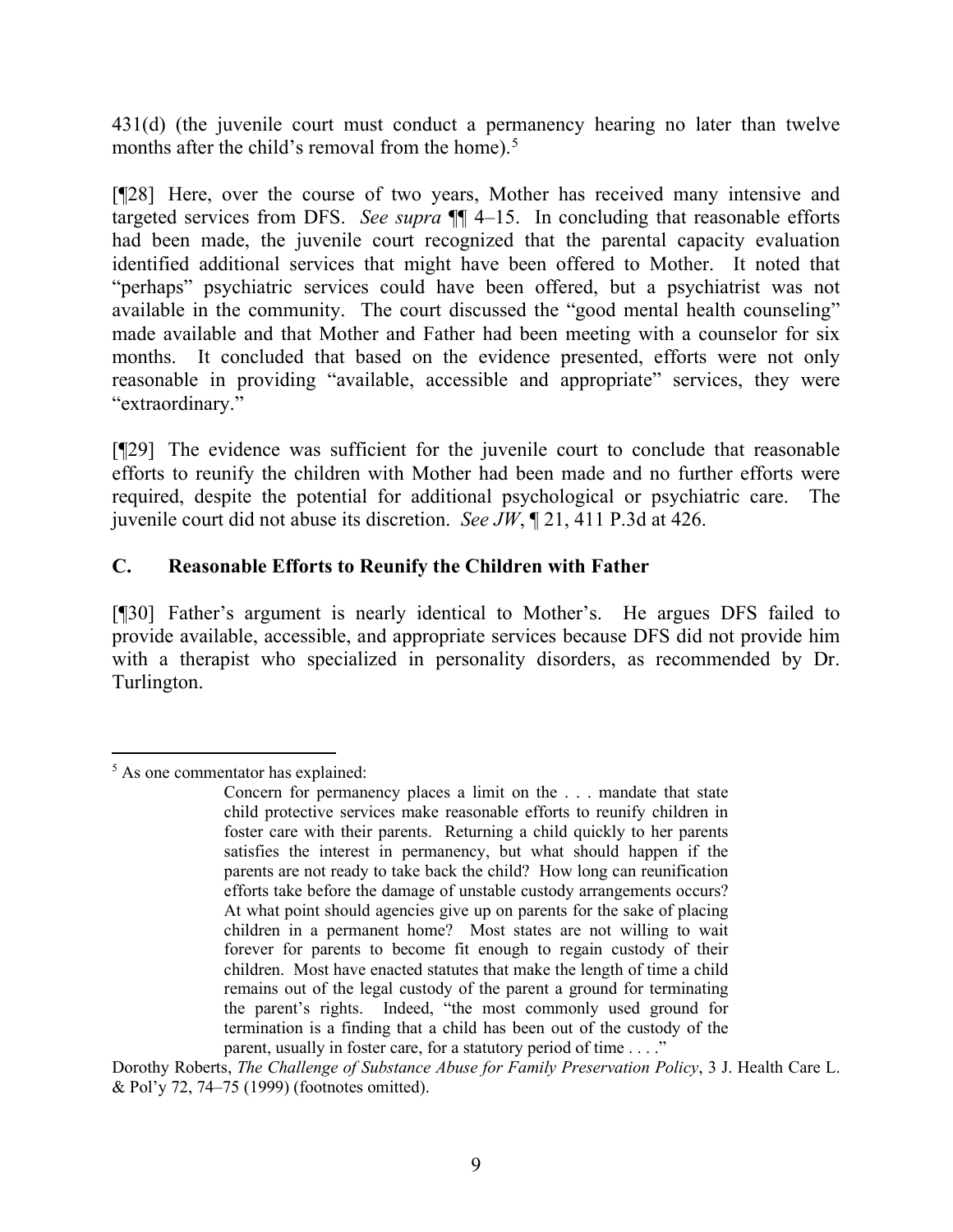431(d) (the juvenile court must conduct a permanency hearing no later than twelve months after the child's removal from the home).[5]

[¶28] Here, over the course of two years, Mother has received many intensive and targeted services from DFS. *See supra* ¶¶ 4–15. In concluding that reasonable efforts had been made, the juvenile court recognized that the parental capacity evaluation identified additional services that might have been offered to Mother. It noted that "perhaps" psychiatric services could have been offered, but a psychiatrist was not available in the community. The court discussed the "good mental health counseling" made available and that Mother and Father had been meeting with a counselor for six months. It concluded that based on the evidence presented, efforts were not only reasonable in providing "available, accessible and appropriate" services, they were "extraordinary."

[¶29] The evidence was sufficient for the juvenile court to conclude that reasonable efforts to reunify the children with Mother had been made and no further efforts were required, despite the potential for additional psychological or psychiatric care. The juvenile court did not abuse its discretion. *See JW*, ¶ 21, 411 P.3d at 426.

### C. Reasonable Efforts to Reunify the Children with Father

[¶30] Father's argument is nearly identical to Mother's. He argues DFS failed to provide available, accessible, and appropriate services because DFS did not provide him with a therapist who specialized in personality disorders, as recommended by Dr. Turlington.

---

[5] As one commentator has explained:

> Concern for permanency places a limit on the . . . mandate that state child protective services make reasonable efforts to reunify children in foster care with their parents. Returning a child quickly to her parents satisfies the interest in permanency, but what should happen if the parents are not ready to take back the child? How long can reunification efforts take before the damage of unstable custody arrangements occurs? At what point should agencies give up on parents for the sake of placing children in a permanent home? Most states are not willing to wait forever for parents to become fit enough to regain custody of their children. Most have enacted statutes that make the length of time a child remains out of the legal custody of the parent a ground for terminating the parent's rights. Indeed, "the most commonly used ground for termination is a finding that a child has been out of the custody of the parent, usually in foster care, for a statutory period of time . . . ."

Dorothy Roberts, *The Challenge of Substance Abuse for Family Preservation Policy*, 3 J. Health Care L. & Pol'y 72, 74–75 (1999) (footnotes omitted).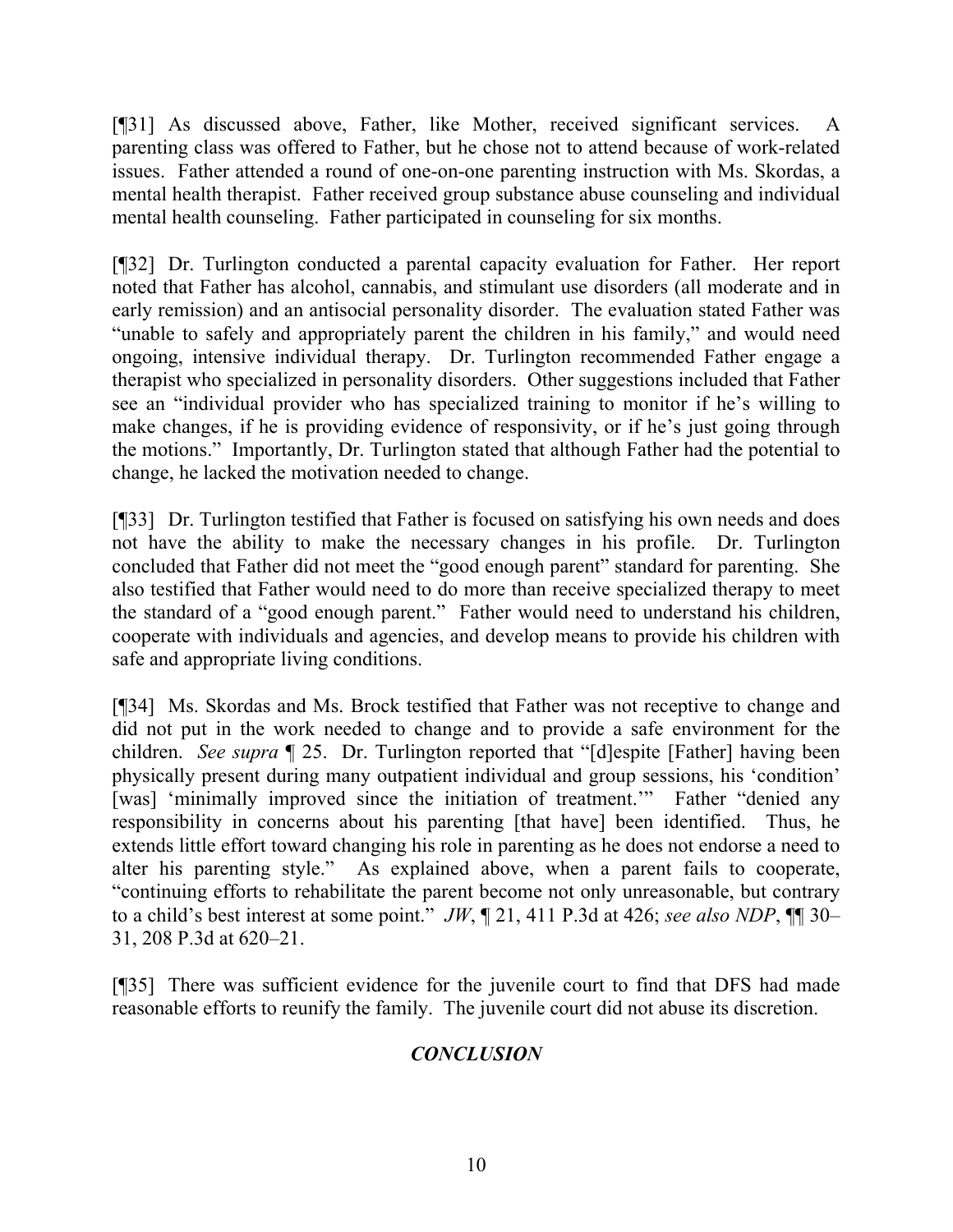[¶31] As discussed above, Father, like Mother, received significant services. A parenting class was offered to Father, but he chose not to attend because of work-related issues. Father attended a round of one-on-one parenting instruction with Ms. Skordas, a mental health therapist. Father received group substance abuse counseling and individual mental health counseling. Father participated in counseling for six months.

[¶32] Dr. Turlington conducted a parental capacity evaluation for Father. Her report noted that Father has alcohol, cannabis, and stimulant use disorders (all moderate and in early remission) and an antisocial personality disorder. The evaluation stated Father was "unable to safely and appropriately parent the children in his family," and would need ongoing, intensive individual therapy. Dr. Turlington recommended Father engage a therapist who specialized in personality disorders. Other suggestions included that Father see an "individual provider who has specialized training to monitor if he's willing to make changes, if he is providing evidence of responsivity, or if he's just going through the motions." Importantly, Dr. Turlington stated that although Father had the potential to change, he lacked the motivation needed to change.

[¶33] Dr. Turlington testified that Father is focused on satisfying his own needs and does not have the ability to make the necessary changes in his profile. Dr. Turlington concluded that Father did not meet the "good enough parent" standard for parenting. She also testified that Father would need to do more than receive specialized therapy to meet the standard of a "good enough parent." Father would need to understand his children, cooperate with individuals and agencies, and develop means to provide his children with safe and appropriate living conditions.

[¶34] Ms. Skordas and Ms. Brock testified that Father was not receptive to change and did not put in the work needed to change and to provide a safe environment for the children. *See supra* ¶ 25. Dr. Turlington reported that "[d]espite [Father] having been physically present during many outpatient individual and group sessions, his 'condition' [was] 'minimally improved since the initiation of treatment.'" Father "denied any responsibility in concerns about his parenting [that have] been identified. Thus, he extends little effort toward changing his role in parenting as he does not endorse a need to alter his parenting style." As explained above, when a parent fails to cooperate, "continuing efforts to rehabilitate the parent become not only unreasonable, but contrary to a child's best interest at some point." *JW*, ¶ 21, 411 P.3d at 426; *see also NDP*, ¶¶ 30–31, 208 P.3d at 620–21.

[¶35] There was sufficient evidence for the juvenile court to find that DFS had made reasonable efforts to reunify the family. The juvenile court did not abuse its discretion.

## *CONCLUSION*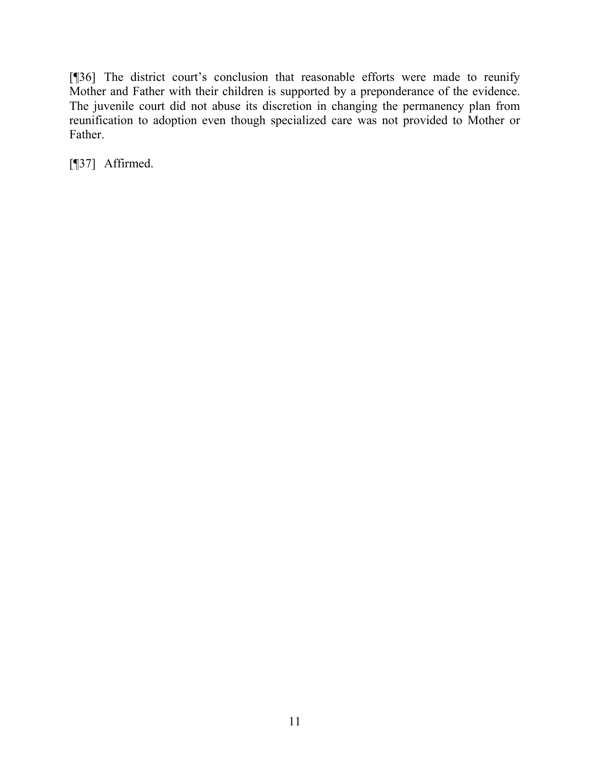[¶36] The district court's conclusion that reasonable efforts were made to reunify Mother and Father with their children is supported by a preponderance of the evidence. The juvenile court did not abuse its discretion in changing the permanency plan from reunification to adoption even though specialized care was not provided to Mother or Father.

[¶37] Affirmed.